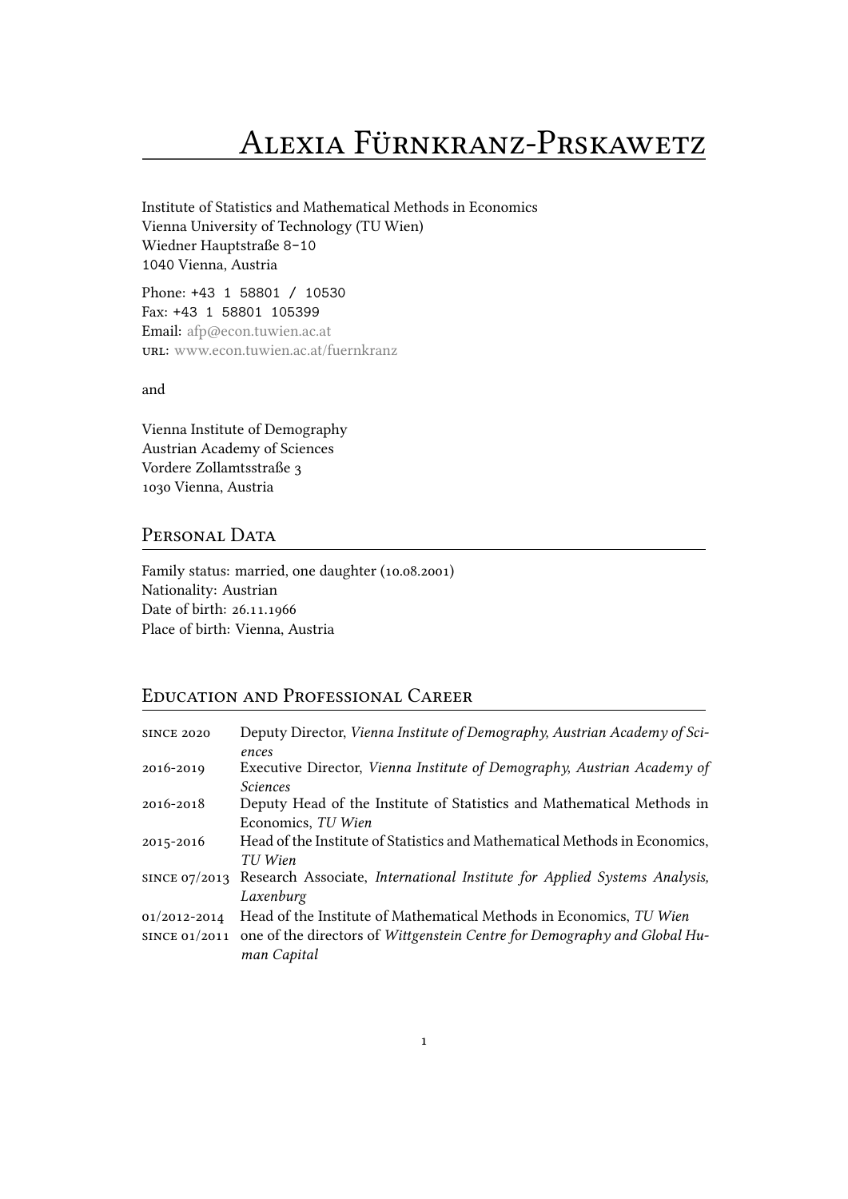# Alexia Fürnkranz-Prskawetz

Institute of Statistics and Mathematical Methods in Economics
Vienna University of Technology (TU Wien)
Wiedner Hauptstraße 8–10
1040 Vienna, Austria

Phone: +43 1 58801 / 10530
Fax: +43 1 58801 105399
Email: afp@econ.tuwien.ac.at
URL: www.econ.tuwien.ac.at/fuernkranz

and

Vienna Institute of Demography
Austrian Academy of Sciences
Vordere Zollamtsstraße 3
1030 Vienna, Austria

## Personal Data

Family status: married, one daughter (10.08.2001)
Nationality: Austrian
Date of birth: 26.11.1966
Place of birth: Vienna, Austria

## Education and Professional Career

| | |
|---|---|
| since 2020 | Deputy Director, *Vienna Institute of Demography, Austrian Academy of Sciences* |
| 2016-2019 | Executive Director, *Vienna Institute of Demography, Austrian Academy of Sciences* |
| 2016-2018 | Deputy Head of the Institute of Statistics and Mathematical Methods in Economics, *TU Wien* |
| 2015-2016 | Head of the Institute of Statistics and Mathematical Methods in Economics, *TU Wien* |
| since 07/2013 | Research Associate, *International Institute for Applied Systems Analysis, Laxenburg* |
| 01/2012-2014 | Head of the Institute of Mathematical Methods in Economics, *TU Wien* |
| since 01/2011 | one of the directors of *Wittgenstein Centre for Demography and Global Human Capital* |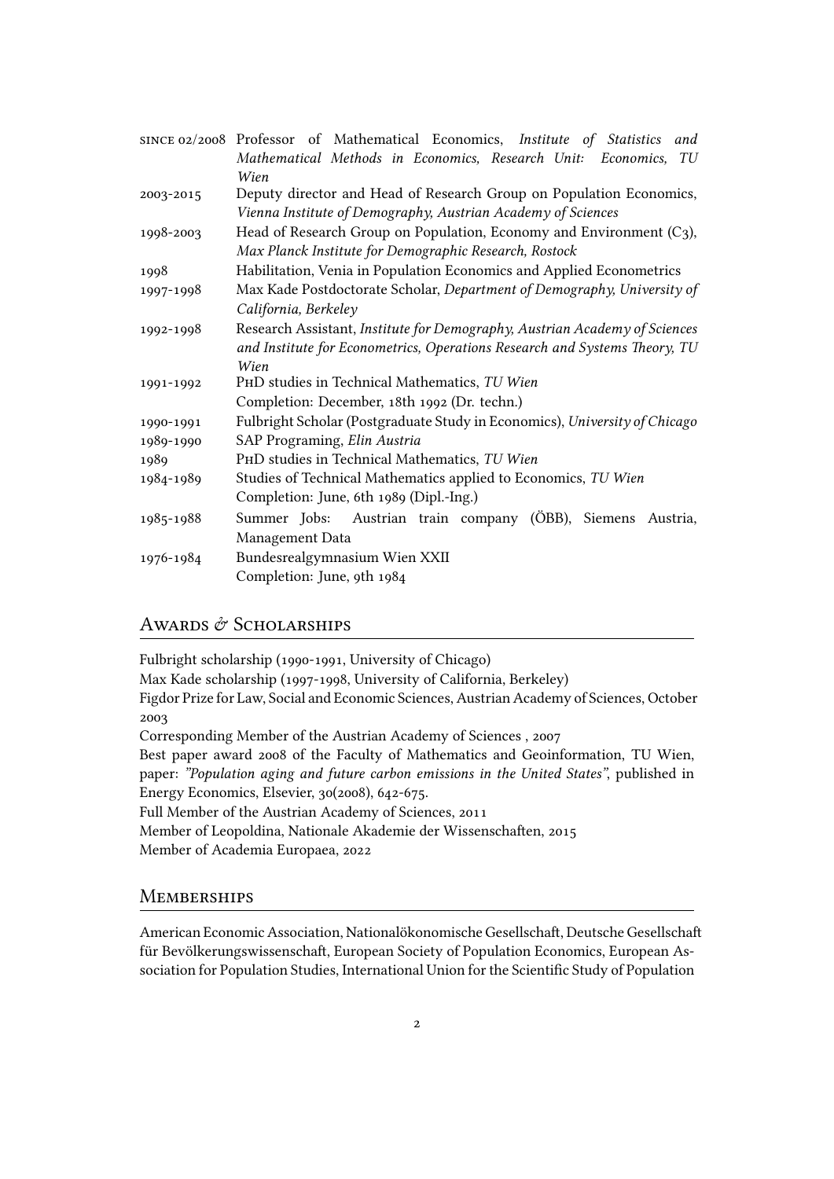| | |
|---|---|
| since 02/2008 | Professor of Mathematical Economics, *Institute of Statistics and Mathematical Methods in Economics, Research Unit: Economics, TU Wien* |
| 2003-2015 | Deputy director and Head of Research Group on Population Economics, *Vienna Institute of Demography, Austrian Academy of Sciences* |
| 1998-2003 | Head of Research Group on Population, Economy and Environment (C3), *Max Planck Institute for Demographic Research, Rostock* |
| 1998 | Habilitation, Venia in Population Economics and Applied Econometrics |
| 1997-1998 | Max Kade Postdoctorate Scholar, *Department of Demography, University of California, Berkeley* |
| 1992-1998 | Research Assistant, *Institute for Demography, Austrian Academy of Sciences and Institute for Econometrics, Operations Research and Systems Theory, TU Wien* |
| 1991-1992 | PhD studies in Technical Mathematics, *TU Wien*<br>Completion: December, 18th 1992 (Dr. techn.) |
| 1990-1991 | Fulbright Scholar (Postgraduate Study in Economics), *University of Chicago* |
| 1989-1990 | SAP Programing, *Elin Austria* |
| 1989 | PhD studies in Technical Mathematics, *TU Wien* |
| 1984-1989 | Studies of Technical Mathematics applied to Economics, *TU Wien*<br>Completion: June, 6th 1989 (Dipl.-Ing.) |
| 1985-1988 | Summer Jobs: Austrian train company (ÖBB), Siemens Austria, Management Data |
| 1976-1984 | Bundesrealgymnasium Wien XXII<br>Completion: June, 9th 1984 |

## Awards & Scholarships

Fulbright scholarship (1990-1991, University of Chicago)

Max Kade scholarship (1997-1998, University of California, Berkeley)

Figdor Prize for Law, Social and Economic Sciences, Austrian Academy of Sciences, October 2003

Corresponding Member of the Austrian Academy of Sciences , 2007

Best paper award 2008 of the Faculty of Mathematics and Geoinformation, TU Wien, paper: *"Population aging and future carbon emissions in the United States"*, published in Energy Economics, Elsevier, 30(2008), 642-675.

Full Member of the Austrian Academy of Sciences, 2011

Member of Leopoldina, Nationale Akademie der Wissenschaften, 2015

Member of Academia Europaea, 2022

## Memberships

American Economic Association, Nationalökonomische Gesellschaft, Deutsche Gesellschaft für Bevölkerungswissenschaft, European Society of Population Economics, European Association for Population Studies, International Union for the Scientific Study of Population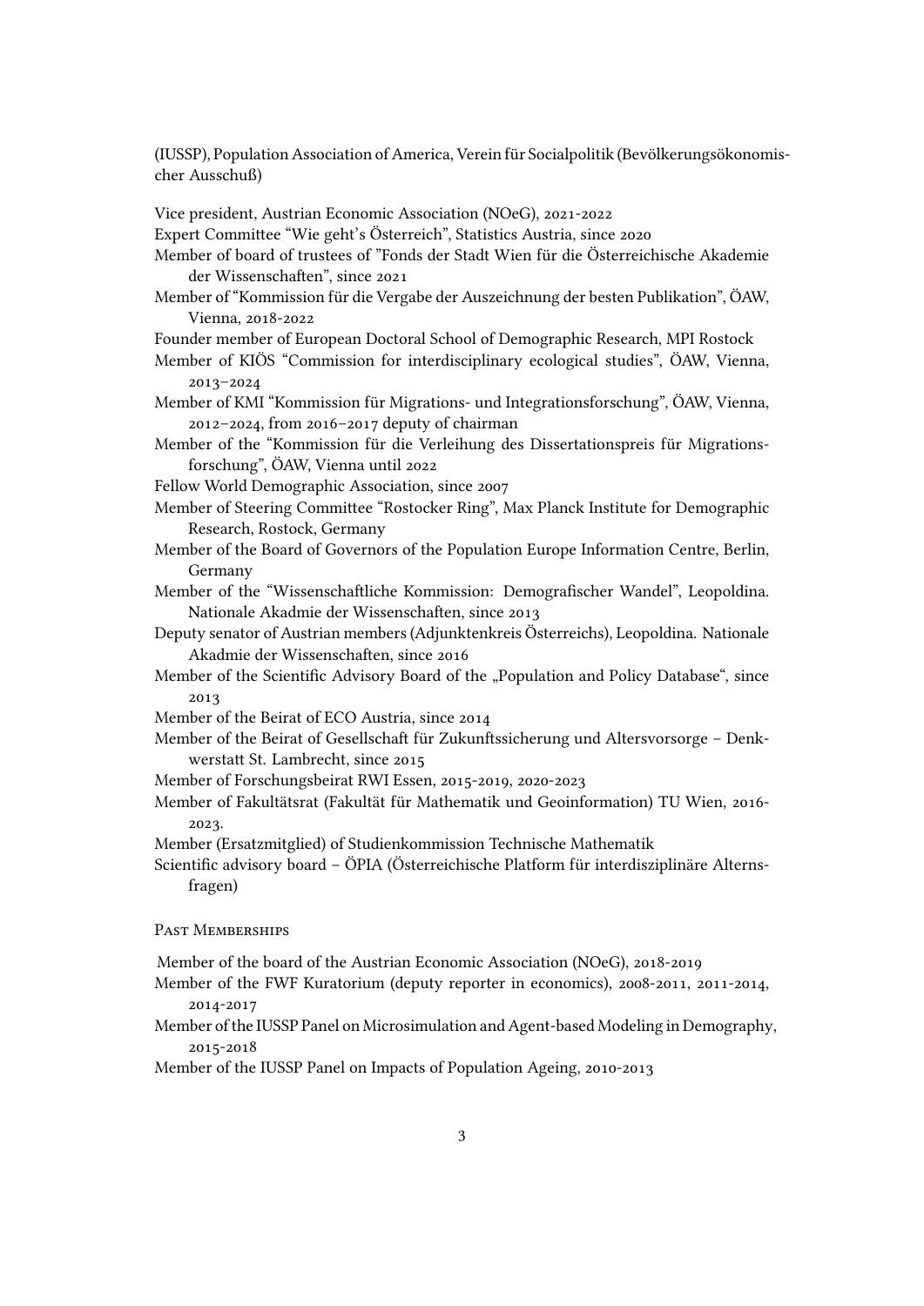(IUSSP), Population Association of America, Verein für Socialpolitik (Bevölkerungsökonomischer Ausschuß)

Vice president, Austrian Economic Association (NOeG), 2021-2022

Expert Committee "Wie geht's Österreich", Statistics Austria, since 2020

Member of board of trustees of "Fonds der Stadt Wien für die Österreichische Akademie der Wissenschaften", since 2021

Member of "Kommission für die Vergabe der Auszeichnung der besten Publikation", ÖAW, Vienna, 2018-2022

Founder member of European Doctoral School of Demographic Research, MPI Rostock

Member of KIÖS "Commission for interdisciplinary ecological studies", ÖAW, Vienna, 2013–2024

Member of KMI "Kommission für Migrations- und Integrationsforschung", ÖAW, Vienna, 2012–2024, from 2016–2017 deputy of chairman

Member of the "Kommission für die Verleihung des Dissertationspreis für Migrationsforschung", ÖAW, Vienna until 2022

Fellow World Demographic Association, since 2007

Member of Steering Committee "Rostocker Ring", Max Planck Institute for Demographic Research, Rostock, Germany

Member of the Board of Governors of the Population Europe Information Centre, Berlin, Germany

Member of the "Wissenschaftliche Kommission: Demografischer Wandel", Leopoldina. Nationale Akadmie der Wissenschaften, since 2013

Deputy senator of Austrian members (Adjunktenkreis Österreichs), Leopoldina. Nationale Akadmie der Wissenschaften, since 2016

Member of the Scientific Advisory Board of the „Population and Policy Database", since 2013

Member of the Beirat of ECO Austria, since 2014

Member of the Beirat of Gesellschaft für Zukunftssicherung und Altersvorsorge – Denkwerstatt St. Lambrecht, since 2015

Member of Forschungsbeirat RWI Essen, 2015-2019, 2020-2023

Member of Fakultätsrat (Fakultät für Mathematik und Geoinformation) TU Wien, 2016-2023.

Member (Ersatzmitglied) of Studienkommission Technische Mathematik

Scientific advisory board – ÖPIA (Österreichische Platform für interdisziplinäre Alternsfragen)

### Past Memberships

Member of the board of the Austrian Economic Association (NOeG), 2018-2019

Member of the FWF Kuratorium (deputy reporter in economics), 2008-2011, 2011-2014, 2014-2017

Member of the IUSSP Panel on Microsimulation and Agent-based Modeling in Demography, 2015-2018

Member of the IUSSP Panel on Impacts of Population Ageing, 2010-2013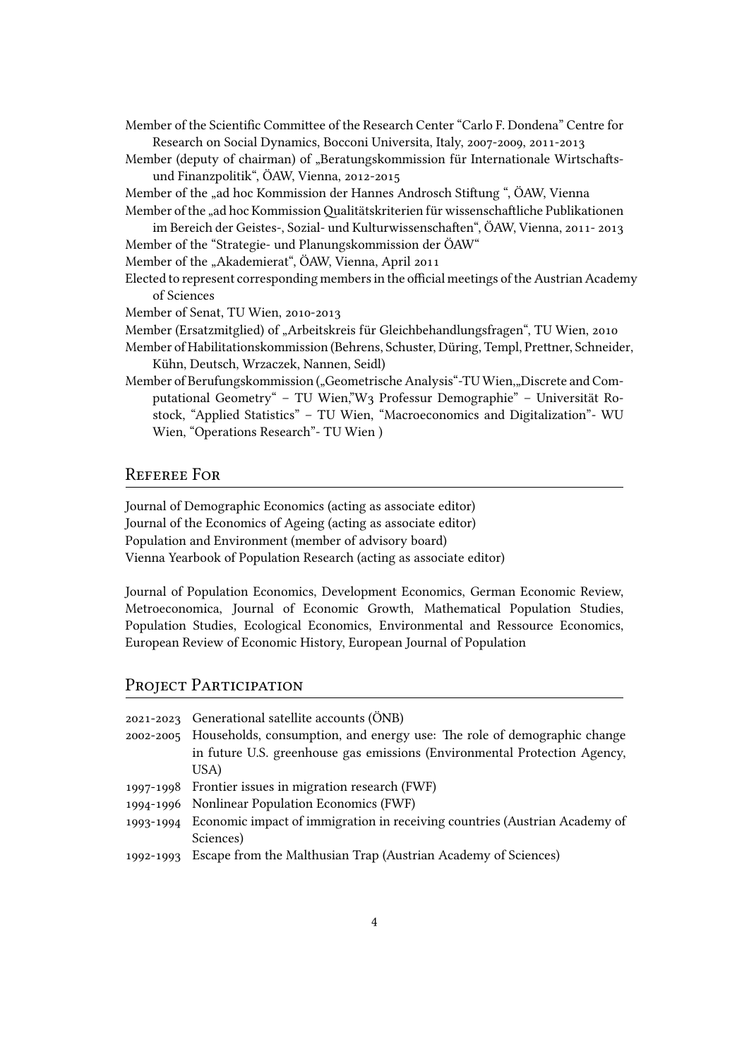Member of the Scientific Committee of the Research Center "Carlo F. Dondena" Centre for Research on Social Dynamics, Bocconi Universita, Italy, 2007-2009, 2011-2013

Member (deputy of chairman) of „Beratungskommission für Internationale Wirtschafts- und Finanzpolitik", ÖAW, Vienna, 2012-2015

Member of the „ad hoc Kommission der Hannes Androsch Stiftung ", ÖAW, Vienna

Member of the „ad hoc Kommission Qualitätskriterien für wissenschaftliche Publikationen im Bereich der Geistes-, Sozial- und Kulturwissenschaften", ÖAW, Vienna, 2011- 2013

Member of the "Strategie- und Planungskommission der ÖAW"

Member of the „Akademierat", ÖAW, Vienna, April 2011

Elected to represent corresponding members in the official meetings of the Austrian Academy of Sciences

Member of Senat, TU Wien, 2010-2013

Member (Ersatzmitglied) of „Arbeitskreis für Gleichbehandlungsfragen", TU Wien, 2010

Member of Habilitationskommission (Behrens, Schuster, Düring, Templ, Prettner, Schneider, Kühn, Deutsch, Wrzaczek, Nannen, Seidl)

Member of Berufungskommission („Geometrische Analysis"-TU Wien,„Discrete and Computational Geometry" – TU Wien,"W3 Professur Demographie" – Universität Rostock, "Applied Statistics" – TU Wien, "Macroeconomics and Digitalization"- WU Wien, "Operations Research"- TU Wien )

## Referee For

Journal of Demographic Economics (acting as associate editor)
Journal of the Economics of Ageing (acting as associate editor)
Population and Environment (member of advisory board)
Vienna Yearbook of Population Research (acting as associate editor)

Journal of Population Economics, Development Economics, German Economic Review, Metroeconomica, Journal of Economic Growth, Mathematical Population Studies, Population Studies, Ecological Economics, Environmental and Ressource Economics, European Review of Economic History, European Journal of Population

## Project Participation

2021-2023 Generational satellite accounts (ÖNB)

2002-2005 Households, consumption, and energy use: The role of demographic change in future U.S. greenhouse gas emissions (Environmental Protection Agency, USA)

1997-1998 Frontier issues in migration research (FWF)

1994-1996 Nonlinear Population Economics (FWF)

1993-1994 Economic impact of immigration in receiving countries (Austrian Academy of Sciences)

1992-1993 Escape from the Malthusian Trap (Austrian Academy of Sciences)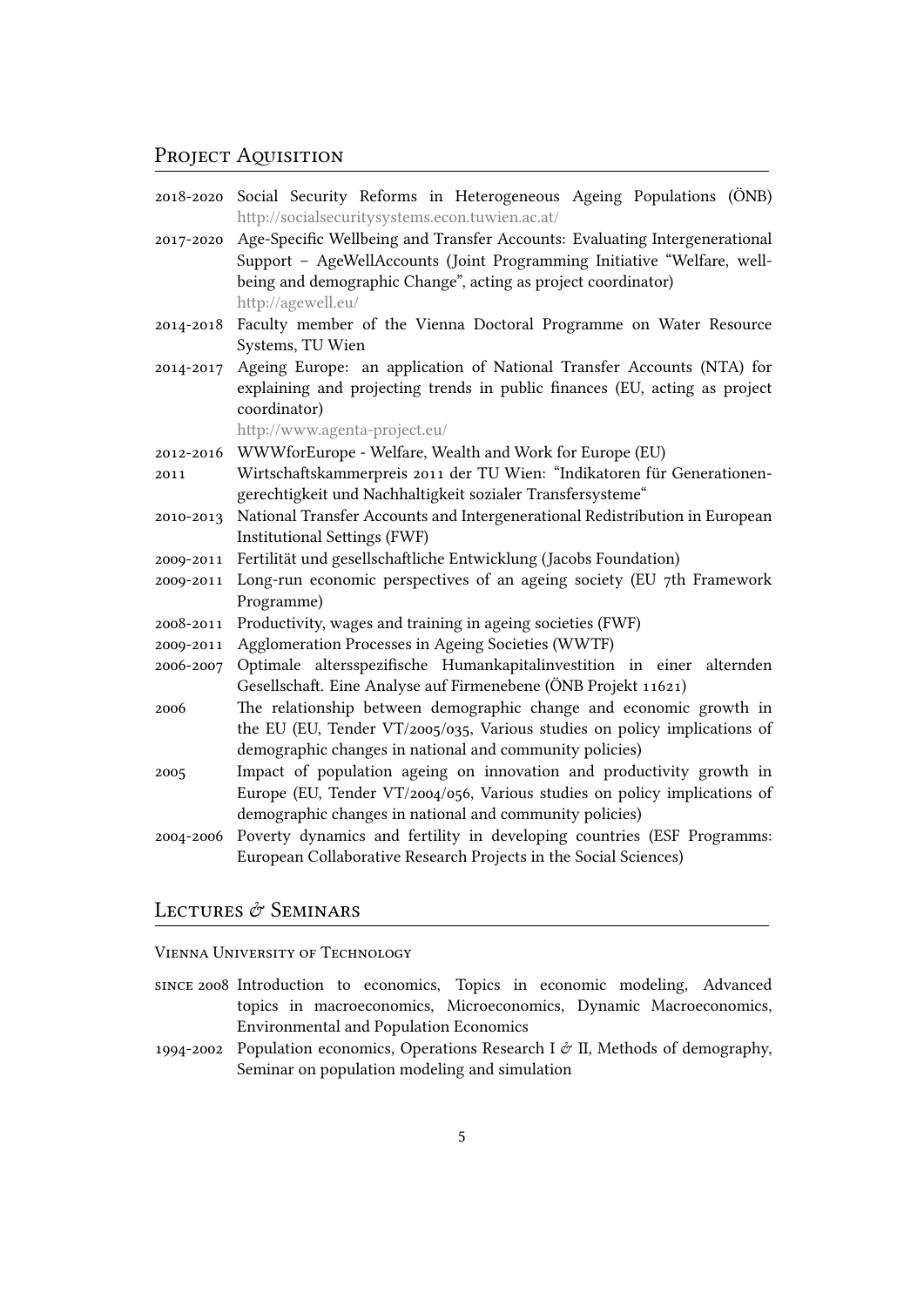## Project Aquisition

- 2018-2020 Social Security Reforms in Heterogeneous Ageing Populations (ÖNB)
  http://socialsecuritysystems.econ.tuwien.ac.at/
- 2017-2020 Age-Specific Wellbeing and Transfer Accounts: Evaluating Intergenerational Support – AgeWellAccounts (Joint Programming Initiative "Welfare, wellbeing and demographic Change", acting as project coordinator)
  http://agewell.eu/
- 2014-2018 Faculty member of the Vienna Doctoral Programme on Water Resource Systems, TU Wien
- 2014-2017 Ageing Europe: an application of National Transfer Accounts (NTA) for explaining and projecting trends in public finances (EU, acting as project coordinator)
  http://www.agenta-project.eu/
- 2012-2016 WWWforEurope - Welfare, Wealth and Work for Europe (EU)
- 2011 Wirtschaftskammerpreis 2011 der TU Wien: "Indikatoren für Generationengerechtigkeit und Nachhaltigkeit sozialer Transfersysteme"
- 2010-2013 National Transfer Accounts and Intergenerational Redistribution in European Institutional Settings (FWF)
- 2009-2011 Fertilität und gesellschaftliche Entwicklung (Jacobs Foundation)
- 2009-2011 Long-run economic perspectives of an ageing society (EU 7th Framework Programme)
- 2008-2011 Productivity, wages and training in ageing societies (FWF)
- 2009-2011 Agglomeration Processes in Ageing Societies (WWTF)
- 2006-2007 Optimale altersspezifische Humankapitalinvestition in einer alternden Gesellschaft. Eine Analyse auf Firmenebene (ÖNB Projekt 11621)
- 2006 The relationship between demographic change and economic growth in the EU (EU, Tender VT/2005/035, Various studies on policy implications of demographic changes in national and community policies)
- 2005 Impact of population ageing on innovation and productivity growth in Europe (EU, Tender VT/2004/056, Various studies on policy implications of demographic changes in national and community policies)
- 2004-2006 Poverty dynamics and fertility in developing countries (ESF Programms: European Collaborative Research Projects in the Social Sciences)

## Lectures & Seminars

### Vienna University of Technology

- since 2008 Introduction to economics, Topics in economic modeling, Advanced topics in macroeconomics, Microeconomics, Dynamic Macroeconomics, Environmental and Population Economics
- 1994-2002 Population economics, Operations Research I & II, Methods of demography, Seminar on population modeling and simulation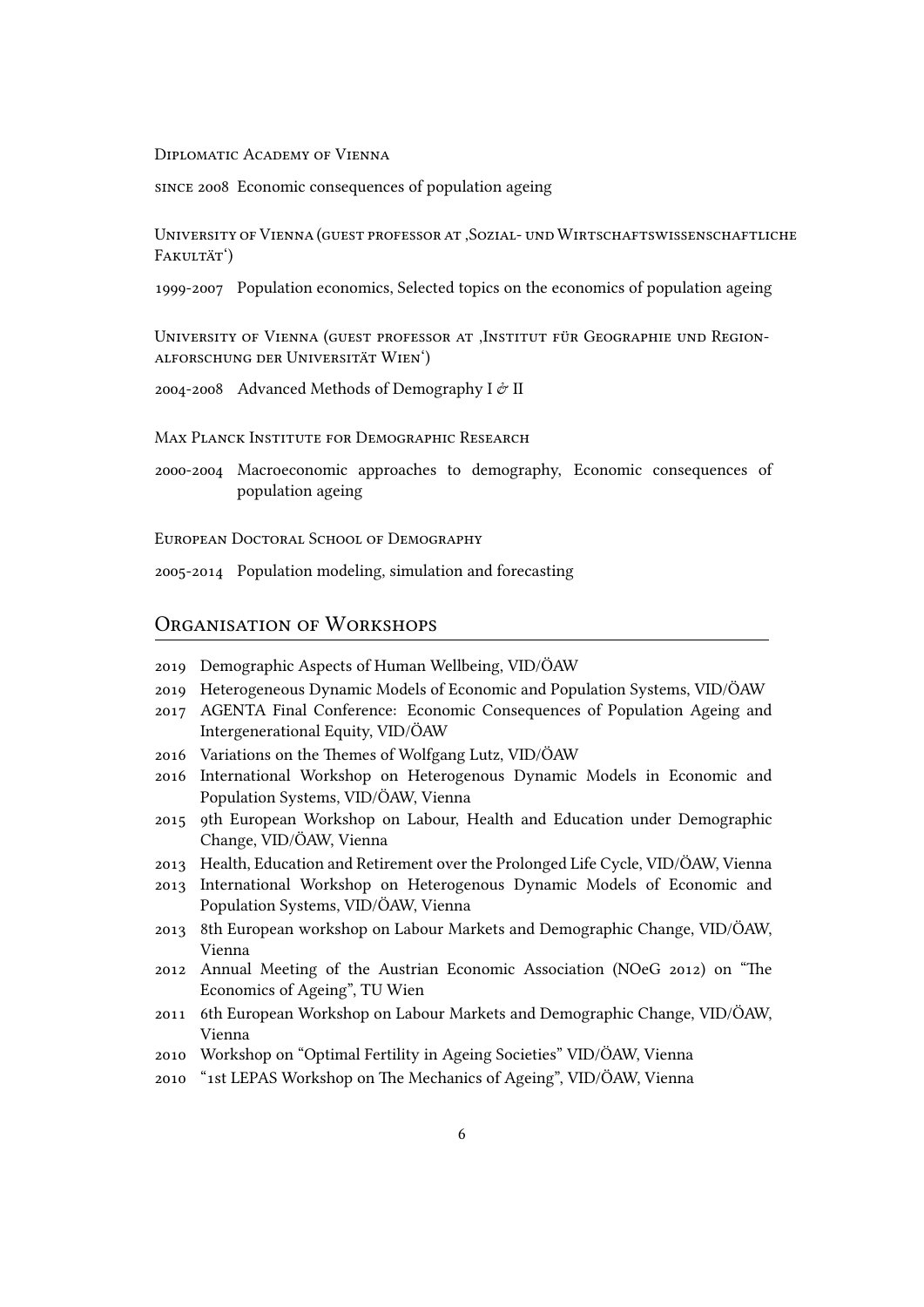Diplomatic Academy of Vienna

since 2008 Economic consequences of population ageing

University of Vienna (guest professor at ‚Sozial- und Wirtschaftswissenschaftliche Fakultät‘)

1999-2007 Population economics, Selected topics on the economics of population ageing

University of Vienna (guest professor at ‚Institut für Geographie und Regionalforschung der Universität Wien‘)

2004-2008 Advanced Methods of Demography I & II

Max Planck Institute for Demographic Research

2000-2004 Macroeconomic approaches to demography, Economic consequences of population ageing

European Doctoral School of Demography

2005-2014 Population modeling, simulation and forecasting

## Organisation of Workshops

- 2019 Demographic Aspects of Human Wellbeing, VID/ÖAW
- 2019 Heterogeneous Dynamic Models of Economic and Population Systems, VID/ÖAW
- 2017 AGENTA Final Conference: Economic Consequences of Population Ageing and Intergenerational Equity, VID/ÖAW
- 2016 Variations on the Themes of Wolfgang Lutz, VID/ÖAW
- 2016 International Workshop on Heterogenous Dynamic Models in Economic and Population Systems, VID/ÖAW, Vienna
- 2015 9th European Workshop on Labour, Health and Education under Demographic Change, VID/ÖAW, Vienna
- 2013 Health, Education and Retirement over the Prolonged Life Cycle, VID/ÖAW, Vienna
- 2013 International Workshop on Heterogenous Dynamic Models of Economic and Population Systems, VID/ÖAW, Vienna
- 2013 8th European workshop on Labour Markets and Demographic Change, VID/ÖAW, Vienna
- 2012 Annual Meeting of the Austrian Economic Association (NOeG 2012) on "The Economics of Ageing", TU Wien
- 2011 6th European Workshop on Labour Markets and Demographic Change, VID/ÖAW, Vienna
- 2010 Workshop on "Optimal Fertility in Ageing Societies" VID/ÖAW, Vienna
- 2010 "1st LEPAS Workshop on The Mechanics of Ageing", VID/ÖAW, Vienna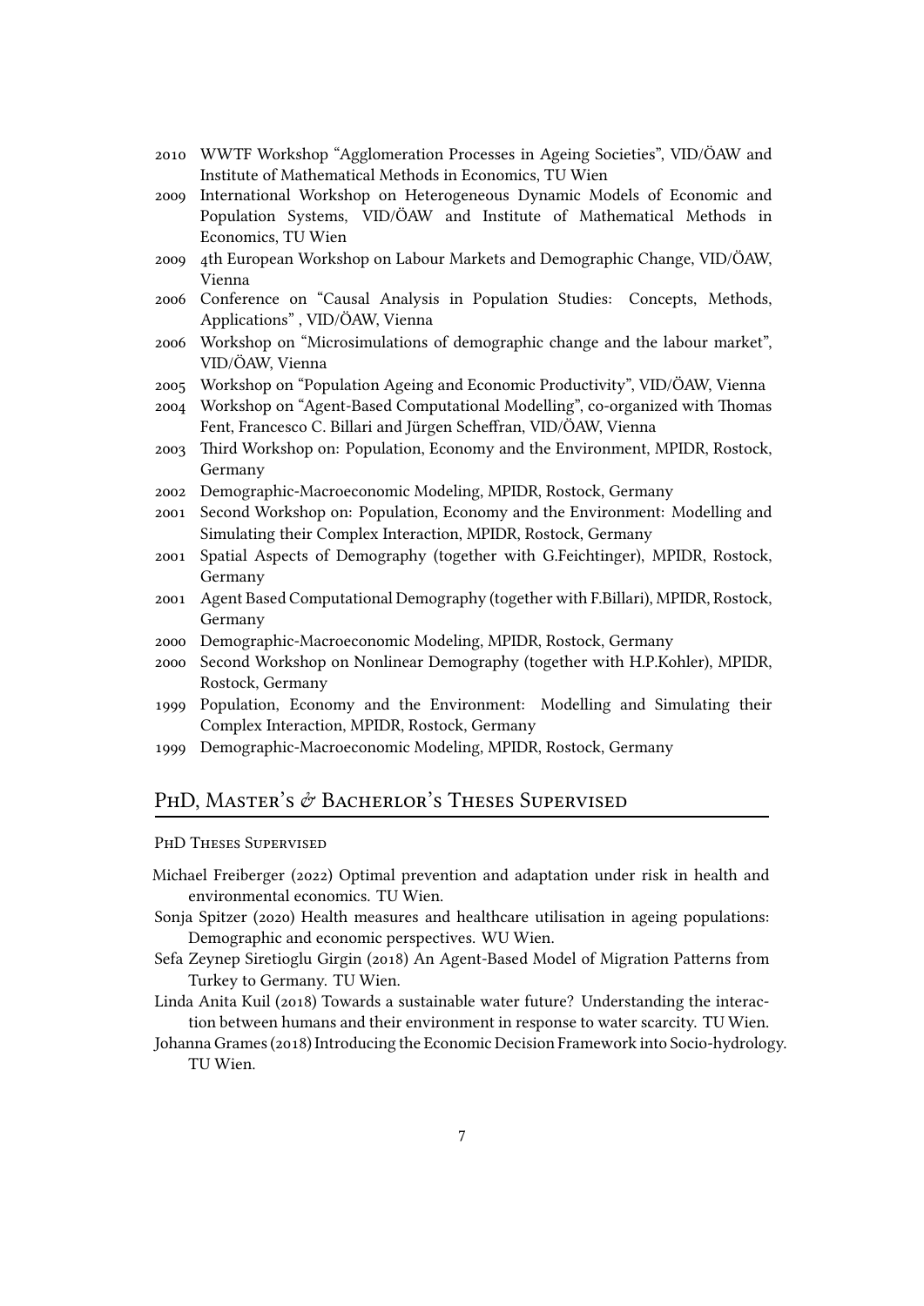- 2010 WWTF Workshop "Agglomeration Processes in Ageing Societies", VID/ÖAW and Institute of Mathematical Methods in Economics, TU Wien
- 2009 International Workshop on Heterogeneous Dynamic Models of Economic and Population Systems, VID/ÖAW and Institute of Mathematical Methods in Economics, TU Wien
- 2009 4th European Workshop on Labour Markets and Demographic Change, VID/ÖAW, Vienna
- 2006 Conference on "Causal Analysis in Population Studies: Concepts, Methods, Applications" , VID/ÖAW, Vienna
- 2006 Workshop on "Microsimulations of demographic change and the labour market", VID/ÖAW, Vienna
- 2005 Workshop on "Population Ageing and Economic Productivity", VID/ÖAW, Vienna
- 2004 Workshop on "Agent-Based Computational Modelling", co-organized with Thomas Fent, Francesco C. Billari and Jürgen Scheffran, VID/ÖAW, Vienna
- 2003 Third Workshop on: Population, Economy and the Environment, MPIDR, Rostock, Germany
- 2002 Demographic-Macroeconomic Modeling, MPIDR, Rostock, Germany
- 2001 Second Workshop on: Population, Economy and the Environment: Modelling and Simulating their Complex Interaction, MPIDR, Rostock, Germany
- 2001 Spatial Aspects of Demography (together with G.Feichtinger), MPIDR, Rostock, Germany
- 2001 Agent Based Computational Demography (together with F.Billari), MPIDR, Rostock, Germany
- 2000 Demographic-Macroeconomic Modeling, MPIDR, Rostock, Germany
- 2000 Second Workshop on Nonlinear Demography (together with H.P.Kohler), MPIDR, Rostock, Germany
- 1999 Population, Economy and the Environment: Modelling and Simulating their Complex Interaction, MPIDR, Rostock, Germany
- 1999 Demographic-Macroeconomic Modeling, MPIDR, Rostock, Germany

## PhD, Master's & Bacherlor's Theses Supervised

### PhD Theses Supervised

Michael Freiberger (2022) Optimal prevention and adaptation under risk in health and environmental economics. TU Wien.

Sonja Spitzer (2020) Health measures and healthcare utilisation in ageing populations: Demographic and economic perspectives. WU Wien.

Sefa Zeynep Siretioglu Girgin (2018) An Agent-Based Model of Migration Patterns from Turkey to Germany. TU Wien.

Linda Anita Kuil (2018) Towards a sustainable water future? Understanding the interaction between humans and their environment in response to water scarcity. TU Wien.

Johanna Grames (2018) Introducing the Economic Decision Framework into Socio-hydrology. TU Wien.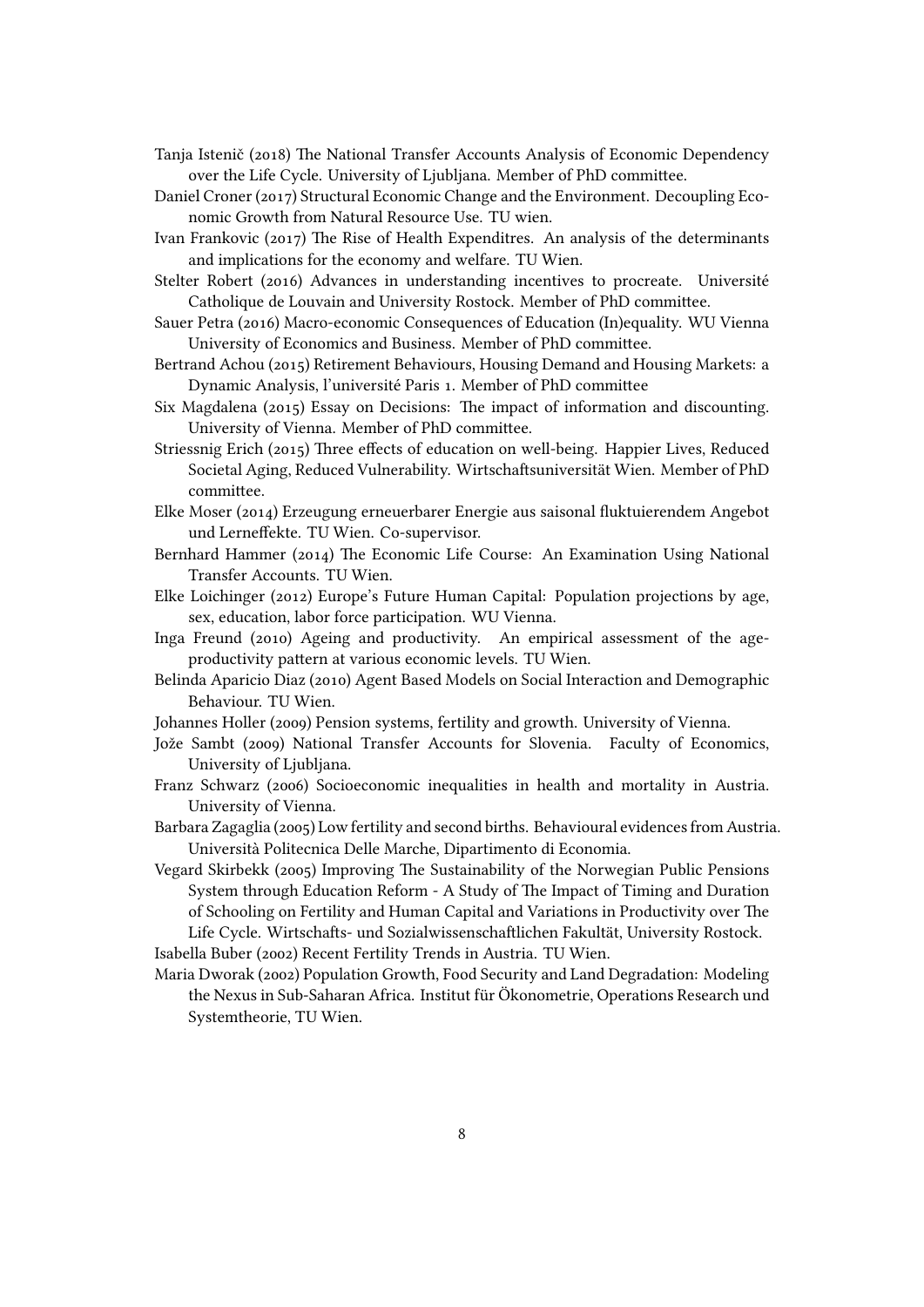Tanja Istenič (2018) The National Transfer Accounts Analysis of Economic Dependency over the Life Cycle. University of Ljubljana. Member of PhD committee.

Daniel Croner (2017) Structural Economic Change and the Environment. Decoupling Economic Growth from Natural Resource Use. TU wien.

Ivan Frankovic (2017) The Rise of Health Expenditres. An analysis of the determinants and implications for the economy and welfare. TU Wien.

Stelter Robert (2016) Advances in understanding incentives to procreate. Université Catholique de Louvain and University Rostock. Member of PhD committee.

Sauer Petra (2016) Macro-economic Consequences of Education (In)equality. WU Vienna University of Economics and Business. Member of PhD committee.

Bertrand Achou (2015) Retirement Behaviours, Housing Demand and Housing Markets: a Dynamic Analysis, l'université Paris 1. Member of PhD committee

Six Magdalena (2015) Essay on Decisions: The impact of information and discounting. University of Vienna. Member of PhD committee.

Striessnig Erich (2015) Three effects of education on well-being. Happier Lives, Reduced Societal Aging, Reduced Vulnerability. Wirtschaftsuniversität Wien. Member of PhD committee.

Elke Moser (2014) Erzeugung erneuerbarer Energie aus saisonal fluktuierendem Angebot und Lerneffekte. TU Wien. Co-supervisor.

Bernhard Hammer (2014) The Economic Life Course: An Examination Using National Transfer Accounts. TU Wien.

Elke Loichinger (2012) Europe's Future Human Capital: Population projections by age, sex, education, labor force participation. WU Vienna.

Inga Freund (2010) Ageing and productivity. An empirical assessment of the age-productivity pattern at various economic levels. TU Wien.

Belinda Aparicio Diaz (2010) Agent Based Models on Social Interaction and Demographic Behaviour. TU Wien.

Johannes Holler (2009) Pension systems, fertility and growth. University of Vienna.

Jože Sambt (2009) National Transfer Accounts for Slovenia. Faculty of Economics, University of Ljubljana.

Franz Schwarz (2006) Socioeconomic inequalities in health and mortality in Austria. University of Vienna.

Barbara Zagaglia (2005) Low fertility and second births. Behavioural evidences from Austria. Università Politecnica Delle Marche, Dipartimento di Economia.

Vegard Skirbekk (2005) Improving The Sustainability of the Norwegian Public Pensions System through Education Reform - A Study of The Impact of Timing and Duration of Schooling on Fertility and Human Capital and Variations in Productivity over The Life Cycle. Wirtschafts- und Sozialwissenschaftlichen Fakultät, University Rostock.

Isabella Buber (2002) Recent Fertility Trends in Austria. TU Wien.

Maria Dworak (2002) Population Growth, Food Security and Land Degradation: Modeling the Nexus in Sub-Saharan Africa. Institut für Ökonometrie, Operations Research und Systemtheorie, TU Wien.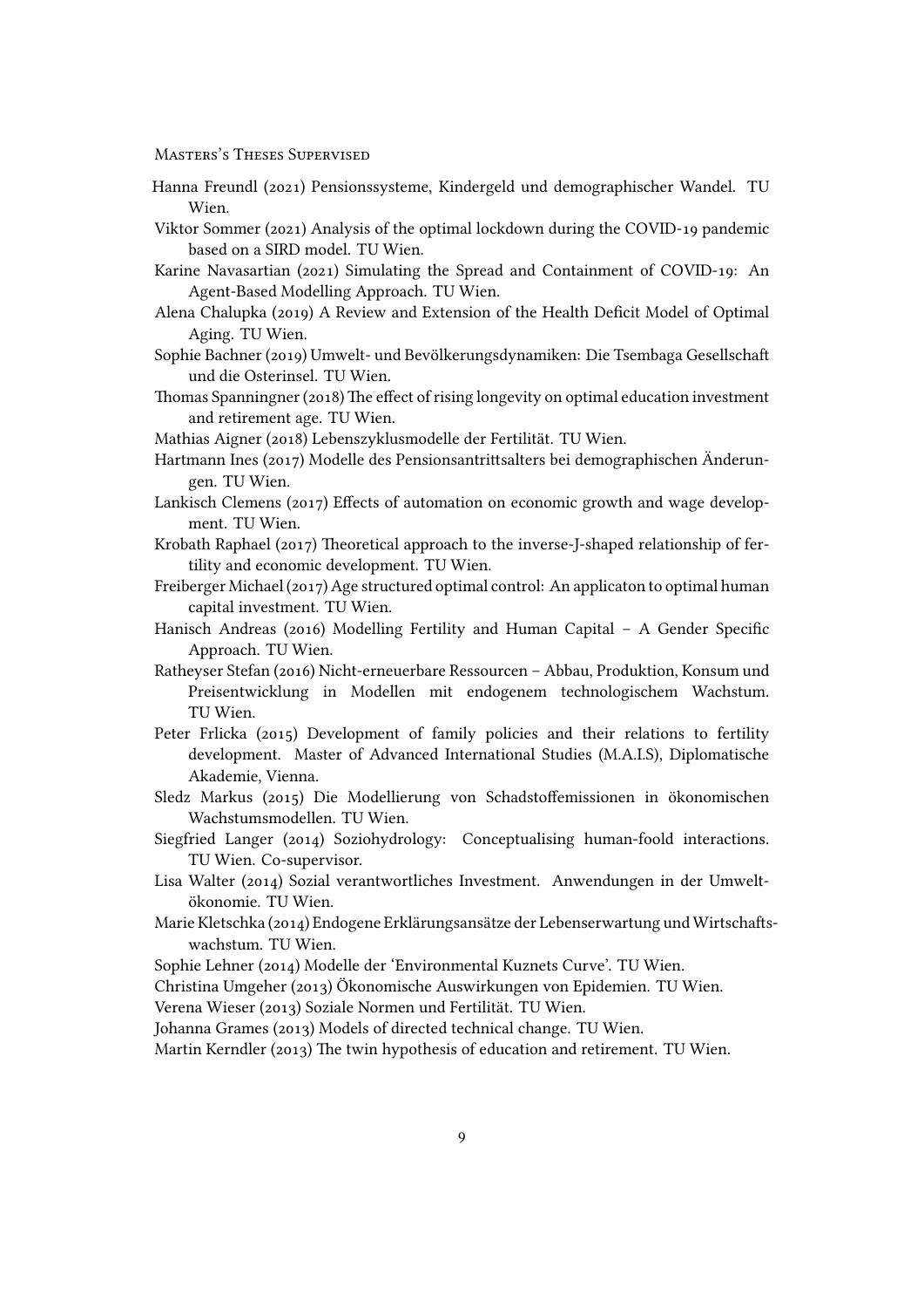### Masters's Theses Supervised

Hanna Freundl (2021) Pensionssysteme, Kindergeld und demographischer Wandel. TU Wien.

Viktor Sommer (2021) Analysis of the optimal lockdown during the COVID-19 pandemic based on a SIRD model. TU Wien.

Karine Navasartian (2021) Simulating the Spread and Containment of COVID-19: An Agent-Based Modelling Approach. TU Wien.

Alena Chalupka (2019) A Review and Extension of the Health Deficit Model of Optimal Aging. TU Wien.

Sophie Bachner (2019) Umwelt- und Bevölkerungsdynamiken: Die Tsembaga Gesellschaft und die Osterinsel. TU Wien.

Thomas Spanningner (2018) The effect of rising longevity on optimal education investment and retirement age. TU Wien.

Mathias Aigner (2018) Lebenszyklusmodelle der Fertilität. TU Wien.

Hartmann Ines (2017) Modelle des Pensionsantrittsalters bei demographischen Änderungen. TU Wien.

Lankisch Clemens (2017) Effects of automation on economic growth and wage development. TU Wien.

Krobath Raphael (2017) Theoretical approach to the inverse-J-shaped relationship of fertility and economic development. TU Wien.

Freiberger Michael (2017) Age structured optimal control: An applicaton to optimal human capital investment. TU Wien.

Hanisch Andreas (2016) Modelling Fertility and Human Capital – A Gender Specific Approach. TU Wien.

Ratheyser Stefan (2016) Nicht-erneuerbare Ressourcen – Abbau, Produktion, Konsum und Preisentwicklung in Modellen mit endogenem technologischem Wachstum. TU Wien.

Peter Frlicka (2015) Development of family policies and their relations to fertility development. Master of Advanced International Studies (M.A.I.S), Diplomatische Akademie, Vienna.

Sledz Markus (2015) Die Modellierung von Schadstoffemissionen in ökonomischen Wachstumsmodellen. TU Wien.

Siegfried Langer (2014) Soziohydrology: Conceptualising human-foold interactions. TU Wien. Co-supervisor.

Lisa Walter (2014) Sozial verantwortliches Investment. Anwendungen in der Umweltökonomie. TU Wien.

Marie Kletschka (2014) Endogene Erklärungsansätze der Lebenserwartung und Wirtschaftswachstum. TU Wien.

Sophie Lehner (2014) Modelle der 'Environmental Kuznets Curve'. TU Wien.

Christina Umgeher (2013) Ökonomische Auswirkungen von Epidemien. TU Wien.

Verena Wieser (2013) Soziale Normen und Fertilität. TU Wien.

Johanna Grames (2013) Models of directed technical change. TU Wien.

Martin Kerndler (2013) The twin hypothesis of education and retirement. TU Wien.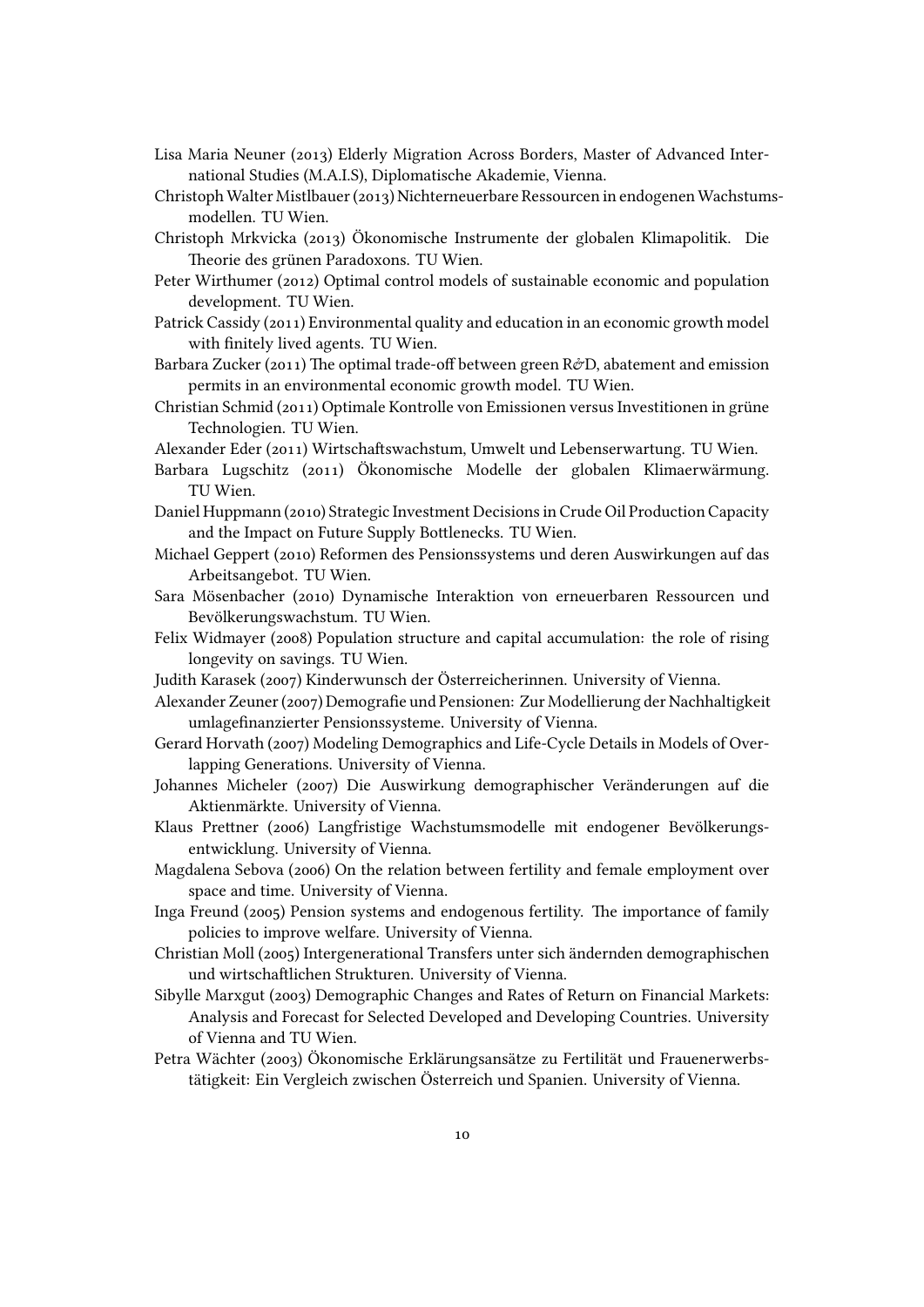Lisa Maria Neuner (2013) Elderly Migration Across Borders, Master of Advanced International Studies (M.A.I.S), Diplomatische Akademie, Vienna.

Christoph Walter Mistlbauer (2013) Nichterneuerbare Ressourcen in endogenen Wachstumsmodellen. TU Wien.

Christoph Mrkvicka (2013) Ökonomische Instrumente der globalen Klimapolitik. Die Theorie des grünen Paradoxons. TU Wien.

Peter Wirthumer (2012) Optimal control models of sustainable economic and population development. TU Wien.

Patrick Cassidy (2011) Environmental quality and education in an economic growth model with finitely lived agents. TU Wien.

Barbara Zucker (2011) The optimal trade-off between green R&D, abatement and emission permits in an environmental economic growth model. TU Wien.

Christian Schmid (2011) Optimale Kontrolle von Emissionen versus Investitionen in grüne Technologien. TU Wien.

Alexander Eder (2011) Wirtschaftswachstum, Umwelt und Lebenserwartung. TU Wien.

Barbara Lugschitz (2011) Ökonomische Modelle der globalen Klimaerwärmung. TU Wien.

Daniel Huppmann (2010) Strategic Investment Decisions in Crude Oil Production Capacity and the Impact on Future Supply Bottlenecks. TU Wien.

Michael Geppert (2010) Reformen des Pensionssystems und deren Auswirkungen auf das Arbeitsangebot. TU Wien.

Sara Mösenbacher (2010) Dynamische Interaktion von erneuerbaren Ressourcen und Bevölkerungswachstum. TU Wien.

Felix Widmayer (2008) Population structure and capital accumulation: the role of rising longevity on savings. TU Wien.

Judith Karasek (2007) Kinderwunsch der Österreicherinnen. University of Vienna.

Alexander Zeuner (2007) Demografie und Pensionen: Zur Modellierung der Nachhaltigkeit umlagefinanzierter Pensionssysteme. University of Vienna.

Gerard Horvath (2007) Modeling Demographics and Life-Cycle Details in Models of Overlapping Generations. University of Vienna.

Johannes Micheler (2007) Die Auswirkung demographischer Veränderungen auf die Aktienmärkte. University of Vienna.

Klaus Prettner (2006) Langfristige Wachstumsmodelle mit endogener Bevölkerungsentwicklung. University of Vienna.

Magdalena Sebova (2006) On the relation between fertility and female employment over space and time. University of Vienna.

Inga Freund (2005) Pension systems and endogenous fertility. The importance of family policies to improve welfare. University of Vienna.

Christian Moll (2005) Intergenerational Transfers unter sich ändernden demographischen und wirtschaftlichen Strukturen. University of Vienna.

Sibylle Marxgut (2003) Demographic Changes and Rates of Return on Financial Markets: Analysis and Forecast for Selected Developed and Developing Countries. University of Vienna and TU Wien.

Petra Wächter (2003) Ökonomische Erklärungsansätze zu Fertilität und Frauenerwerbstätigkeit: Ein Vergleich zwischen Österreich und Spanien. University of Vienna.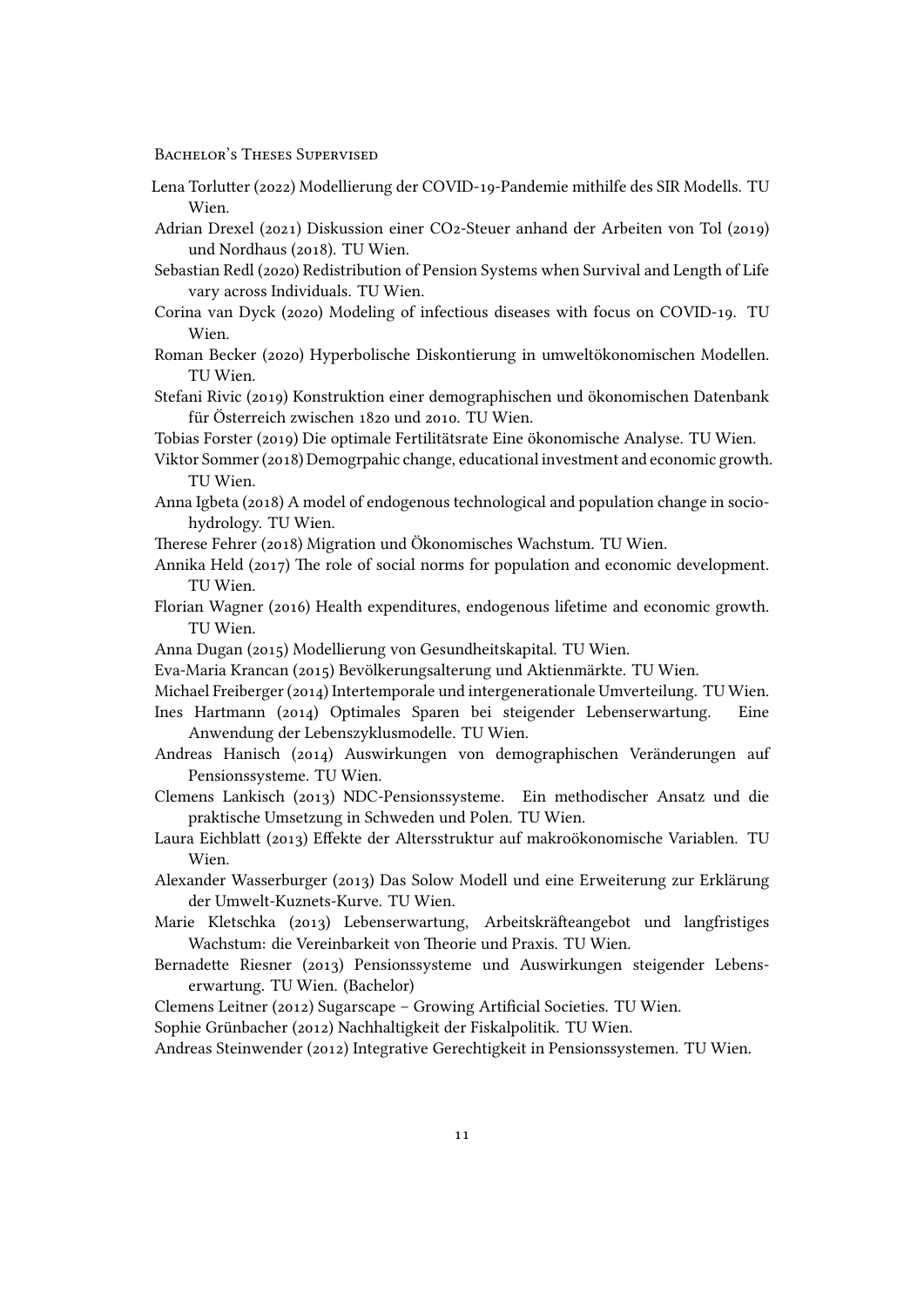### Bachelor's Theses Supervised

Lena Torlutter (2022) Modellierung der COVID-19-Pandemie mithilfe des SIR Modells. TU Wien.

Adrian Drexel (2021) Diskussion einer CO2-Steuer anhand der Arbeiten von Tol (2019) und Nordhaus (2018). TU Wien.

Sebastian Redl (2020) Redistribution of Pension Systems when Survival and Length of Life vary across Individuals. TU Wien.

Corina van Dyck (2020) Modeling of infectious diseases with focus on COVID-19. TU Wien.

Roman Becker (2020) Hyperbolische Diskontierung in umweltökonomischen Modellen. TU Wien.

Stefani Rivic (2019) Konstruktion einer demographischen und ökonomischen Datenbank für Österreich zwischen 1820 und 2010. TU Wien.

Tobias Forster (2019) Die optimale Fertilitätsrate Eine ökonomische Analyse. TU Wien.

Viktor Sommer (2018) Demogrpahic change, educational investment and economic growth. TU Wien.

Anna Igbeta (2018) A model of endogenous technological and population change in socio-hydrology. TU Wien.

Therese Fehrer (2018) Migration und Ökonomisches Wachstum. TU Wien.

Annika Held (2017) The role of social norms for population and economic development. TU Wien.

Florian Wagner (2016) Health expenditures, endogenous lifetime and economic growth. TU Wien.

Anna Dugan (2015) Modellierung von Gesundheitskapital. TU Wien.

Eva-Maria Krancan (2015) Bevölkerungsalterung und Aktienmärkte. TU Wien.

Michael Freiberger (2014) Intertemporale und intergenerationale Umverteilung. TU Wien.

Ines Hartmann (2014) Optimales Sparen bei steigender Lebenserwartung. Eine Anwendung der Lebenszyklusmodelle. TU Wien.

Andreas Hanisch (2014) Auswirkungen von demographischen Veränderungen auf Pensionssysteme. TU Wien.

Clemens Lankisch (2013) NDC-Pensionssysteme. Ein methodischer Ansatz und die praktische Umsetzung in Schweden und Polen. TU Wien.

Laura Eichblatt (2013) Effekte der Altersstruktur auf makroökonomische Variablen. TU Wien.

Alexander Wasserburger (2013) Das Solow Modell und eine Erweiterung zur Erklärung der Umwelt-Kuznets-Kurve. TU Wien.

Marie Kletschka (2013) Lebenserwartung, Arbeitskräfteangebot und langfristiges Wachstum: die Vereinbarkeit von Theorie und Praxis. TU Wien.

Bernadette Riesner (2013) Pensionssysteme und Auswirkungen steigender Lebenserwartung. TU Wien. (Bachelor)

Clemens Leitner (2012) Sugarscape – Growing Artificial Societies. TU Wien.

Sophie Grünbacher (2012) Nachhaltigkeit der Fiskalpolitik. TU Wien.

Andreas Steinwender (2012) Integrative Gerechtigkeit in Pensionssystemen. TU Wien.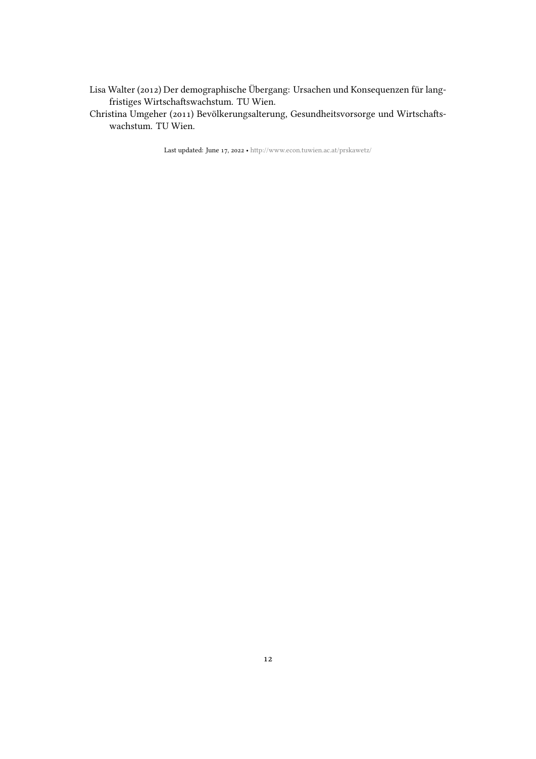Lisa Walter (2012) Der demographische Übergang: Ursachen und Konsequenzen für langfristiges Wirtschaftswachstum. TU Wien.

Christina Umgeher (2011) Bevölkerungsalterung, Gesundheitsvorsorge und Wirtschaftswachstum. TU Wien.

Last updated: June 17, 2022 • http://www.econ.tuwien.ac.at/prskawetz/